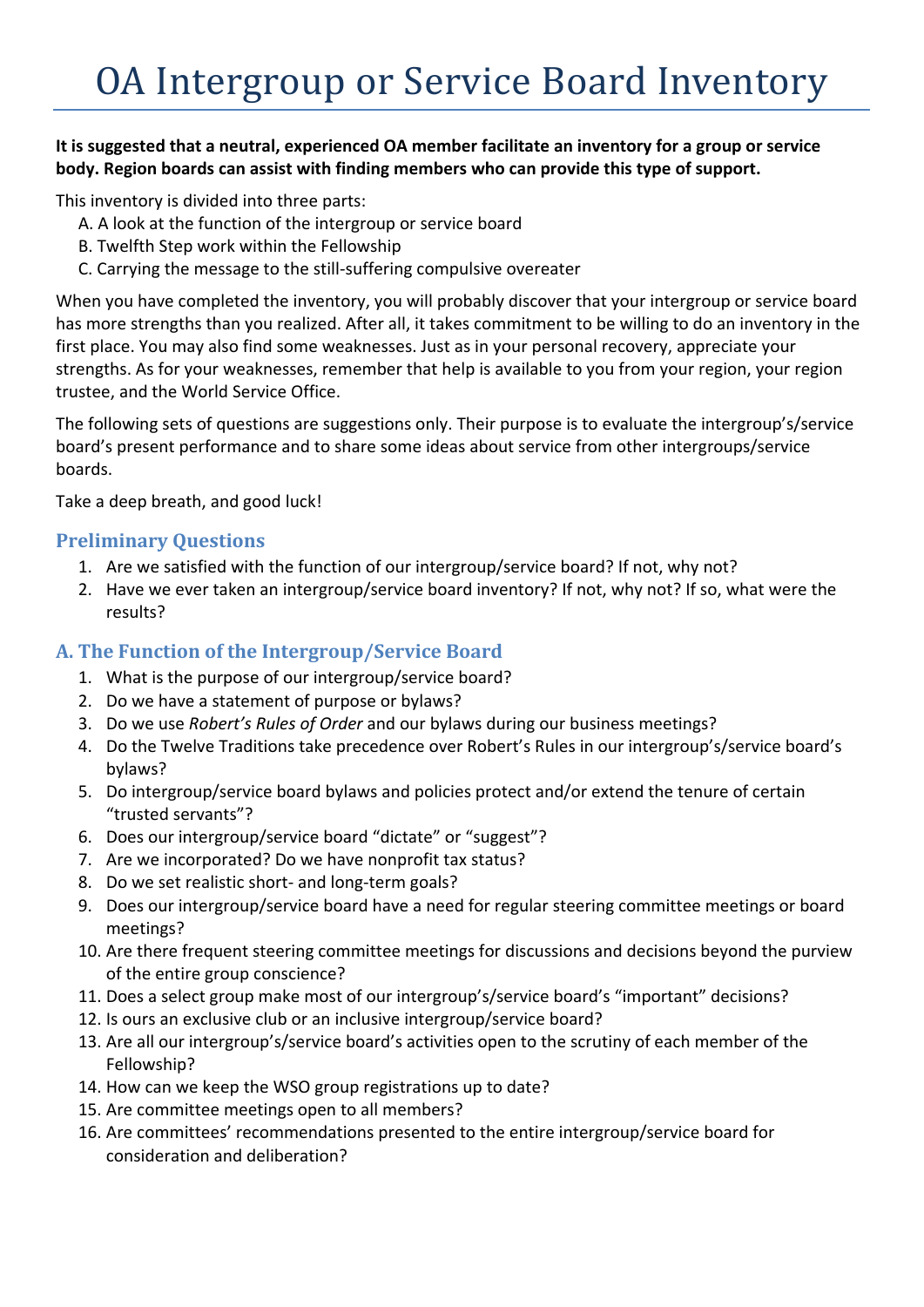# OA Intergroup or Service Board Inventory

**It is suggested that a neutral, experienced OA member facilitate an inventory for a group or service body. Region boards can assist with finding members who can provide this type of support.**

This inventory is divided into three parts:

A. A look at the function of the intergroup or service board
B. Twelfth Step work within the Fellowship
C. Carrying the message to the still-suffering compulsive overeater

When you have completed the inventory, you will probably discover that your intergroup or service board has more strengths than you realized. After all, it takes commitment to be willing to do an inventory in the first place. You may also find some weaknesses. Just as in your personal recovery, appreciate your strengths. As for your weaknesses, remember that help is available to you from your region, your region trustee, and the World Service Office.

The following sets of questions are suggestions only. Their purpose is to evaluate the intergroup's/service board's present performance and to share some ideas about service from other intergroups/service boards.

Take a deep breath, and good luck!

### Preliminary Questions

1. Are we satisfied with the function of our intergroup/service board? If not, why not?
2. Have we ever taken an intergroup/service board inventory? If not, why not? If so, what were the results?

### A. The Function of the Intergroup/Service Board

1. What is the purpose of our intergroup/service board?
2. Do we have a statement of purpose or bylaws?
3. Do we use *Robert's Rules of Order* and our bylaws during our business meetings?
4. Do the Twelve Traditions take precedence over Robert's Rules in our intergroup's/service board's bylaws?
5. Do intergroup/service board bylaws and policies protect and/or extend the tenure of certain "trusted servants"?
6. Does our intergroup/service board "dictate" or "suggest"?
7. Are we incorporated? Do we have nonprofit tax status?
8. Do we set realistic short- and long-term goals?
9. Does our intergroup/service board have a need for regular steering committee meetings or board meetings?
10. Are there frequent steering committee meetings for discussions and decisions beyond the purview of the entire group conscience?
11. Does a select group make most of our intergroup's/service board's "important" decisions?
12. Is ours an exclusive club or an inclusive intergroup/service board?
13. Are all our intergroup's/service board's activities open to the scrutiny of each member of the Fellowship?
14. How can we keep the WSO group registrations up to date?
15. Are committee meetings open to all members?
16. Are committees' recommendations presented to the entire intergroup/service board for consideration and deliberation?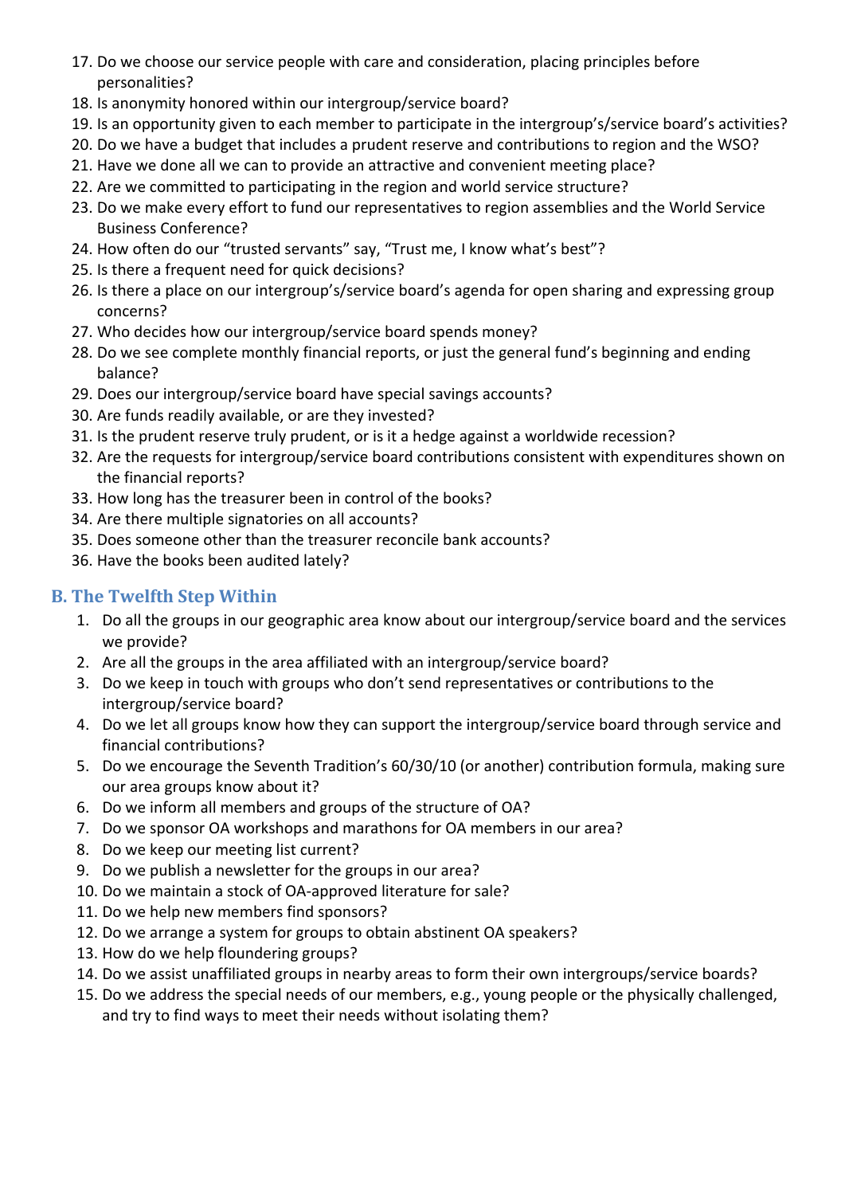17. Do we choose our service people with care and consideration, placing principles before personalities?
18. Is anonymity honored within our intergroup/service board?
19. Is an opportunity given to each member to participate in the intergroup's/service board's activities?
20. Do we have a budget that includes a prudent reserve and contributions to region and the WSO?
21. Have we done all we can to provide an attractive and convenient meeting place?
22. Are we committed to participating in the region and world service structure?
23. Do we make every effort to fund our representatives to region assemblies and the World Service Business Conference?
24. How often do our "trusted servants" say, "Trust me, I know what's best"?
25. Is there a frequent need for quick decisions?
26. Is there a place on our intergroup's/service board's agenda for open sharing and expressing group concerns?
27. Who decides how our intergroup/service board spends money?
28. Do we see complete monthly financial reports, or just the general fund's beginning and ending balance?
29. Does our intergroup/service board have special savings accounts?
30. Are funds readily available, or are they invested?
31. Is the prudent reserve truly prudent, or is it a hedge against a worldwide recession?
32. Are the requests for intergroup/service board contributions consistent with expenditures shown on the financial reports?
33. How long has the treasurer been in control of the books?
34. Are there multiple signatories on all accounts?
35. Does someone other than the treasurer reconcile bank accounts?
36. Have the books been audited lately?

## B. The Twelfth Step Within

1. Do all the groups in our geographic area know about our intergroup/service board and the services we provide?
2. Are all the groups in the area affiliated with an intergroup/service board?
3. Do we keep in touch with groups who don't send representatives or contributions to the intergroup/service board?
4. Do we let all groups know how they can support the intergroup/service board through service and financial contributions?
5. Do we encourage the Seventh Tradition's 60/30/10 (or another) contribution formula, making sure our area groups know about it?
6. Do we inform all members and groups of the structure of OA?
7. Do we sponsor OA workshops and marathons for OA members in our area?
8. Do we keep our meeting list current?
9. Do we publish a newsletter for the groups in our area?
10. Do we maintain a stock of OA-approved literature for sale?
11. Do we help new members find sponsors?
12. Do we arrange a system for groups to obtain abstinent OA speakers?
13. How do we help floundering groups?
14. Do we assist unaffiliated groups in nearby areas to form their own intergroups/service boards?
15. Do we address the special needs of our members, e.g., young people or the physically challenged, and try to find ways to meet their needs without isolating them?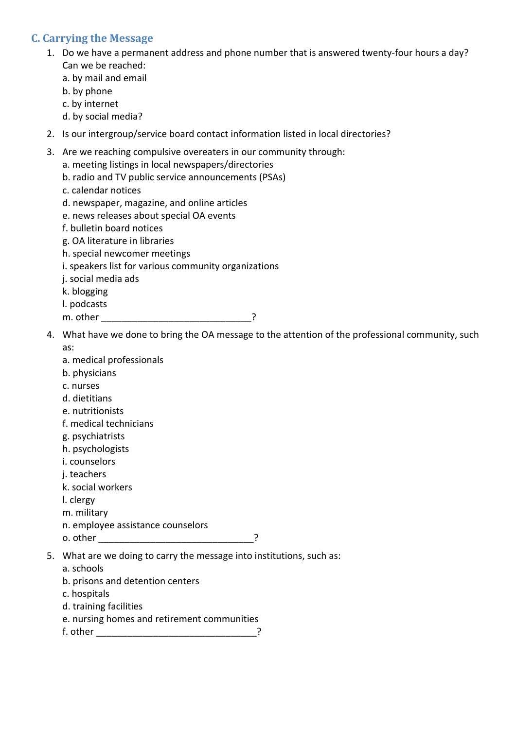## C. Carrying the Message

1. Do we have a permanent address and phone number that is answered twenty-four hours a day? Can we be reached:
   a. by mail and email
   b. by phone
   c. by internet
   d. by social media?

2. Is our intergroup/service board contact information listed in local directories?

3. Are we reaching compulsive overeaters in our community through:
   a. meeting listings in local newspapers/directories
   b. radio and TV public service announcements (PSAs)
   c. calendar notices
   d. newspaper, magazine, and online articles
   e. news releases about special OA events
   f. bulletin board notices
   g. OA literature in libraries
   h. special newcomer meetings
   i. speakers list for various community organizations
   j. social media ads
   k. blogging
   l. podcasts
   m. other _____________________________?

4. What have we done to bring the OA message to the attention of the professional community, such as:
   a. medical professionals
   b. physicians
   c. nurses
   d. dietitians
   e. nutritionists
   f. medical technicians
   g. psychiatrists
   h. psychologists
   i. counselors
   j. teachers
   k. social workers
   l. clergy
   m. military
   n. employee assistance counselors
   o. other ______________________________?

5. What are we doing to carry the message into institutions, such as:
   a. schools
   b. prisons and detention centers
   c. hospitals
   d. training facilities
   e. nursing homes and retirement communities
   f. other _______________________________?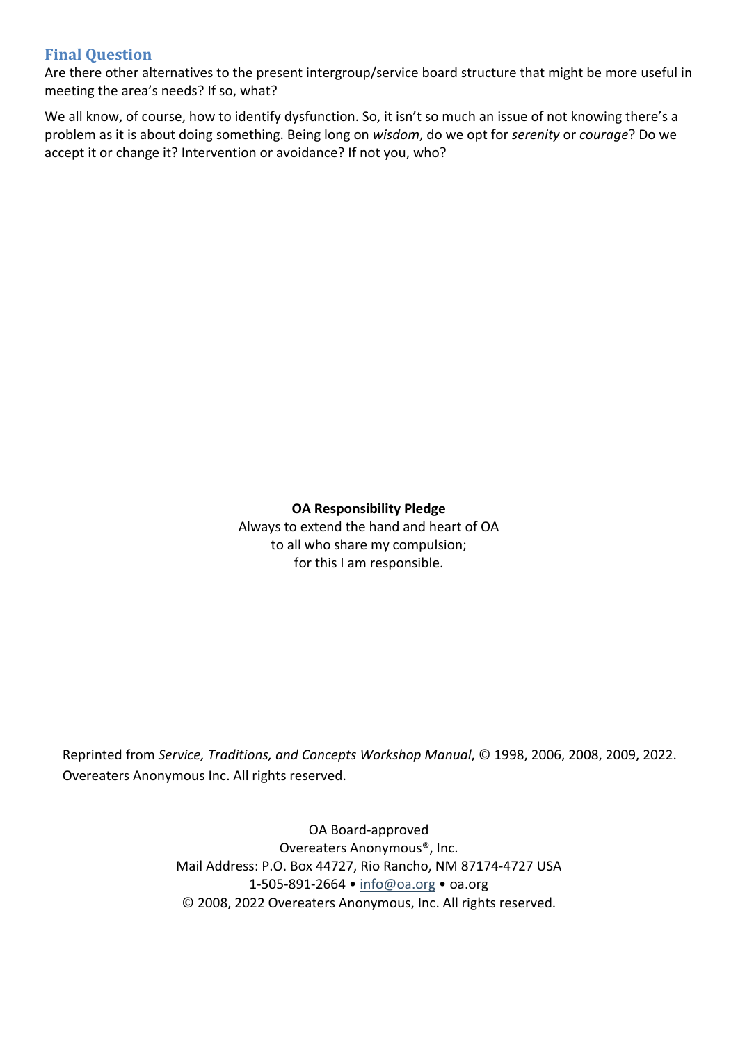## Final Question

Are there other alternatives to the present intergroup/service board structure that might be more useful in meeting the area's needs? If so, what?

We all know, of course, how to identify dysfunction. So, it isn't so much an issue of not knowing there's a problem as it is about doing something. Being long on *wisdom*, do we opt for *serenity* or *courage*? Do we accept it or change it? Intervention or avoidance? If not you, who?

**OA Responsibility Pledge**
Always to extend the hand and heart of OA
to all who share my compulsion;
for this I am responsible.

Reprinted from *Service, Traditions, and Concepts Workshop Manual*, © 1998, 2006, 2008, 2009, 2022. Overeaters Anonymous Inc. All rights reserved.

OA Board-approved
Overeaters Anonymous®, Inc.
Mail Address: P.O. Box 44727, Rio Rancho, NM 87174-4727 USA
1-505-891-2664 • info@oa.org • oa.org
© 2008, 2022 Overeaters Anonymous, Inc. All rights reserved.